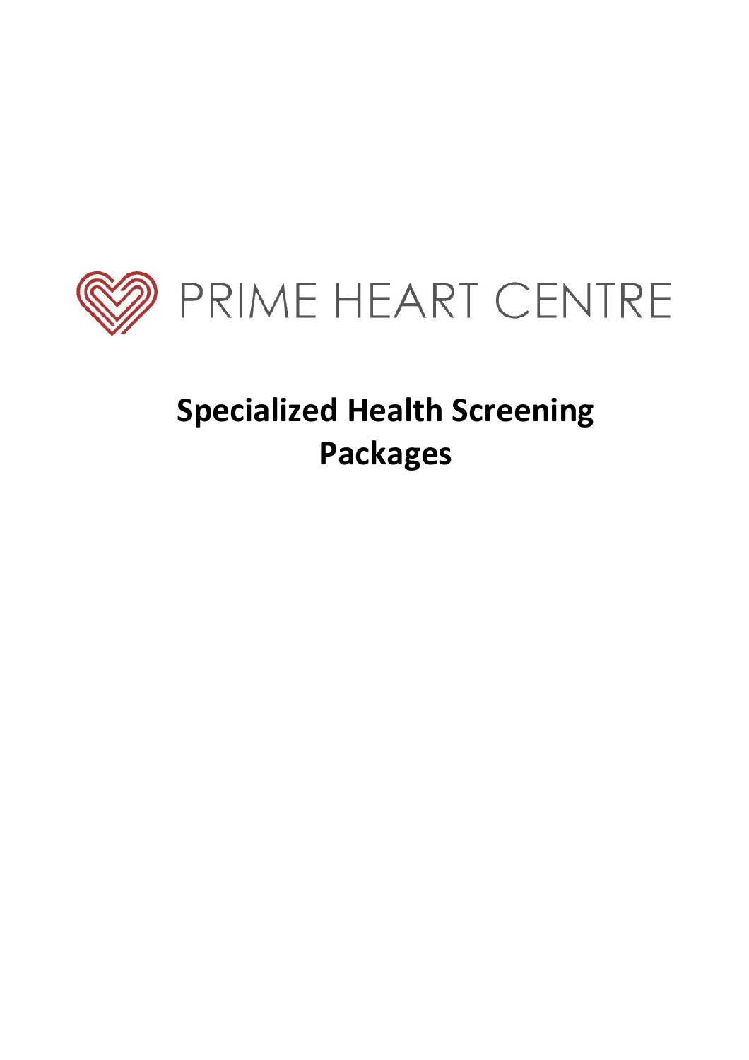PRIME HEART CENTRE

# Specialized Health Screening Packages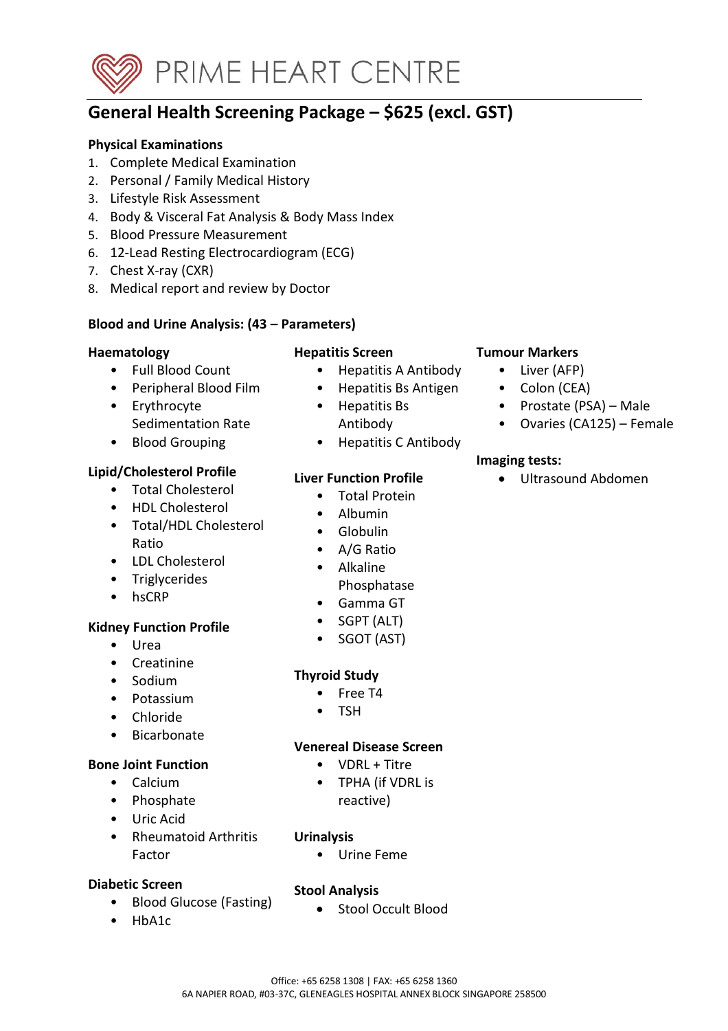PRIME HEART CENTRE

## General Health Screening Package – $625 (excl. GST)

**Physical Examinations**

1. Complete Medical Examination
2. Personal / Family Medical History
3. Lifestyle Risk Assessment
4. Body & Visceral Fat Analysis & Body Mass Index
5. Blood Pressure Measurement
6. 12-Lead Resting Electrocardiogram (ECG)
7. Chest X-ray (CXR)
8. Medical report and review by Doctor

**Blood and Urine Analysis: (43 – Parameters)**

**Haematology**

- Full Blood Count
- Peripheral Blood Film
- Erythrocyte Sedimentation Rate
- Blood Grouping

**Lipid/Cholesterol Profile**

- Total Cholesterol
- HDL Cholesterol
- Total/HDL Cholesterol Ratio
- LDL Cholesterol
- Triglycerides
- hsCRP

**Kidney Function Profile**

- Urea
- Creatinine
- Sodium
- Potassium
- Chloride
- Bicarbonate

**Bone Joint Function**

- Calcium
- Phosphate
- Uric Acid
- Rheumatoid Arthritis Factor

**Diabetic Screen**

- Blood Glucose (Fasting)
- HbA1c

**Hepatitis Screen**

- Hepatitis A Antibody
- Hepatitis Bs Antigen
- Hepatitis Bs Antibody
- Hepatitis C Antibody

**Liver Function Profile**

- Total Protein
- Albumin
- Globulin
- A/G Ratio
- Alkaline Phosphatase
- Gamma GT
- SGPT (ALT)
- SGOT (AST)

**Thyroid Study**

- Free T4
- TSH

**Venereal Disease Screen**

- VDRL + Titre
- TPHA (if VDRL is reactive)

**Urinalysis**

- Urine Feme

**Stool Analysis**

- Stool Occult Blood

**Tumour Markers**

- Liver (AFP)
- Colon (CEA)
- Prostate (PSA) – Male
- Ovaries (CA125) – Female

**Imaging tests:**

- Ultrasound Abdomen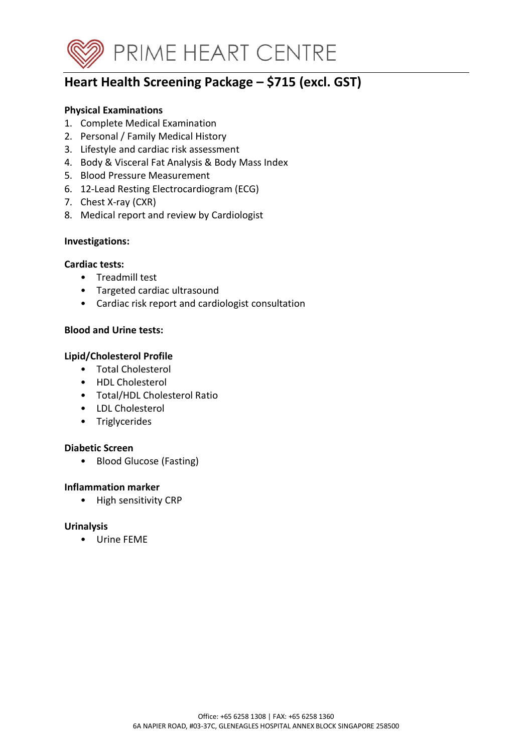PRIME HEART CENTRE

# Heart Health Screening Package – $715 (excl. GST)

**Physical Examinations**

1. Complete Medical Examination
2. Personal / Family Medical History
3. Lifestyle and cardiac risk assessment
4. Body & Visceral Fat Analysis & Body Mass Index
5. Blood Pressure Measurement
6. 12-Lead Resting Electrocardiogram (ECG)
7. Chest X-ray (CXR)
8. Medical report and review by Cardiologist

**Investigations:**

**Cardiac tests:**

- Treadmill test
- Targeted cardiac ultrasound
- Cardiac risk report and cardiologist consultation

**Blood and Urine tests:**

**Lipid/Cholesterol Profile**

- Total Cholesterol
- HDL Cholesterol
- Total/HDL Cholesterol Ratio
- LDL Cholesterol
- Triglycerides

**Diabetic Screen**

- Blood Glucose (Fasting)

**Inflammation marker**

- High sensitivity CRP

**Urinalysis**

- Urine FEME

Office: +65 6258 1308 | FAX: +65 6258 1360
6A NAPIER ROAD, #03-37C, GLENEAGLES HOSPITAL ANNEX BLOCK SINGAPORE 258500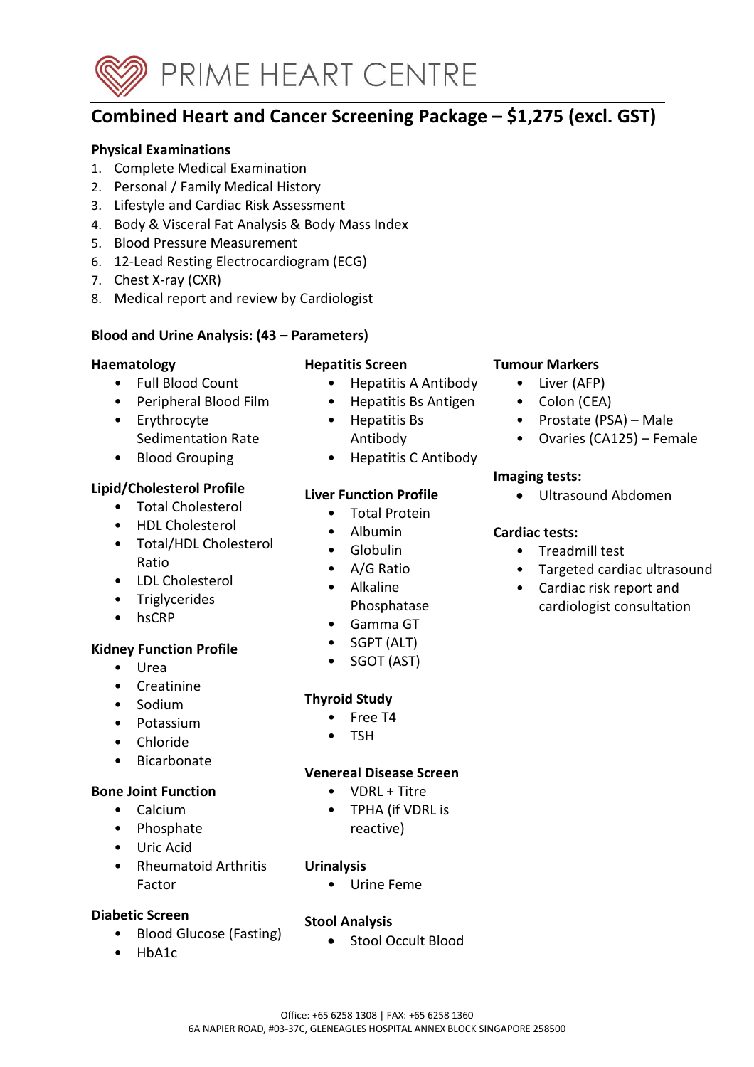# PRIME HEART CENTRE

## Combined Heart and Cancer Screening Package – $1,275 (excl. GST)

### Physical Examinations

1. Complete Medical Examination
2. Personal / Family Medical History
3. Lifestyle and Cardiac Risk Assessment
4. Body & Visceral Fat Analysis & Body Mass Index
5. Blood Pressure Measurement
6. 12-Lead Resting Electrocardiogram (ECG)
7. Chest X-ray (CXR)
8. Medical report and review by Cardiologist

### Blood and Urine Analysis: (43 – Parameters)

**Haematology**

- Full Blood Count
- Peripheral Blood Film
- Erythrocyte Sedimentation Rate
- Blood Grouping

**Lipid/Cholesterol Profile**

- Total Cholesterol
- HDL Cholesterol
- Total/HDL Cholesterol Ratio
- LDL Cholesterol
- Triglycerides
- hsCRP

**Kidney Function Profile**

- Urea
- Creatinine
- Sodium
- Potassium
- Chloride
- Bicarbonate

**Bone Joint Function**

- Calcium
- Phosphate
- Uric Acid
- Rheumatoid Arthritis Factor

**Diabetic Screen**

- Blood Glucose (Fasting)
- HbA1c

**Hepatitis Screen**

- Hepatitis A Antibody
- Hepatitis Bs Antigen
- Hepatitis Bs Antibody
- Hepatitis C Antibody

**Liver Function Profile**

- Total Protein
- Albumin
- Globulin
- A/G Ratio
- Alkaline Phosphatase
- Gamma GT
- SGPT (ALT)
- SGOT (AST)

**Thyroid Study**

- Free T4
- TSH

**Venereal Disease Screen**

- VDRL + Titre
- TPHA (if VDRL is reactive)

**Urinalysis**

- Urine Feme

**Stool Analysis**

- Stool Occult Blood

**Tumour Markers**

- Liver (AFP)
- Colon (CEA)
- Prostate (PSA) – Male
- Ovaries (CA125) – Female

**Imaging tests:**

- Ultrasound Abdomen

**Cardiac tests:**

- Treadmill test
- Targeted cardiac ultrasound
- Cardiac risk report and cardiologist consultation

Office: +65 6258 1308 | FAX: +65 6258 1360
6A NAPIER ROAD, #03-37C, GLENEAGLES HOSPITAL ANNEX BLOCK SINGAPORE 258500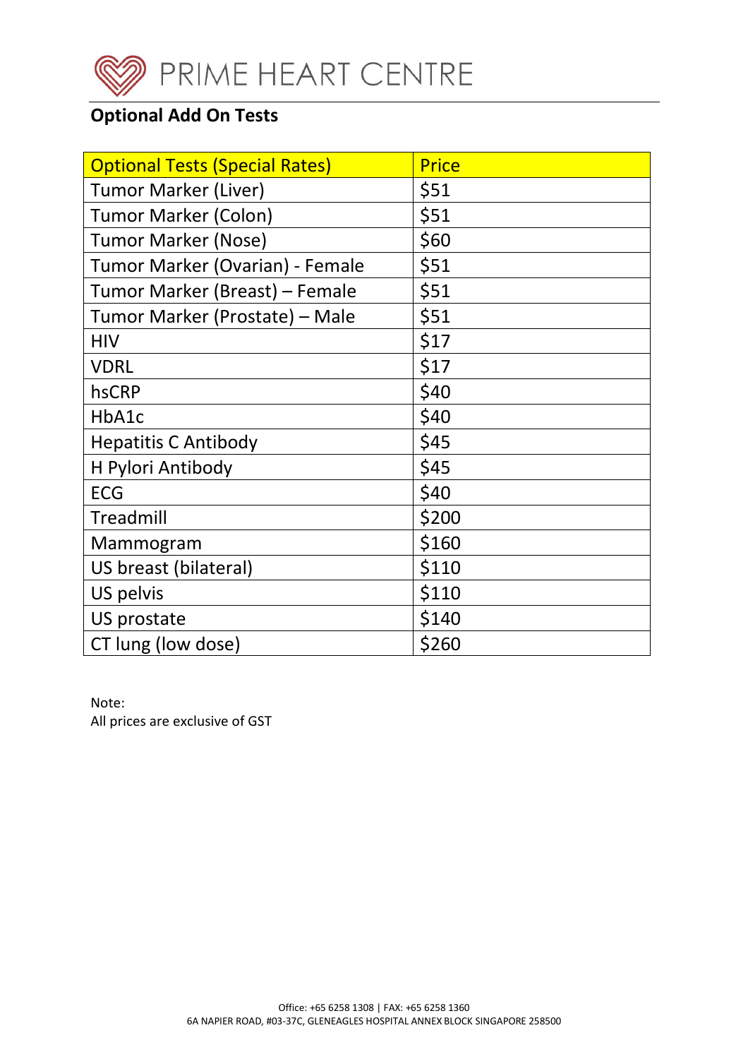PRIME HEART CENTRE

## Optional Add On Tests

| Optional Tests (Special Rates) | Price |
| --- | --- |
| Tumor Marker (Liver) | $51 |
| Tumor Marker (Colon) | $51 |
| Tumor Marker (Nose) | $60 |
| Tumor Marker (Ovarian) - Female | $51 |
| Tumor Marker (Breast) – Female | $51 |
| Tumor Marker (Prostate) – Male | $51 |
| HIV | $17 |
| VDRL | $17 |
| hsCRP | $40 |
| HbA1c | $40 |
| Hepatitis C Antibody | $45 |
| H Pylori Antibody | $45 |
| ECG | $40 |
| Treadmill | $200 |
| Mammogram | $160 |
| US breast (bilateral) | $110 |
| US pelvis | $110 |
| US prostate | $140 |
| CT lung (low dose) | $260 |

Note:
All prices are exclusive of GST

Office: +65 6258 1308 | FAX: +65 6258 1360
6A NAPIER ROAD, #03-37C, GLENEAGLES HOSPITAL ANNEX BLOCK SINGAPORE 258500